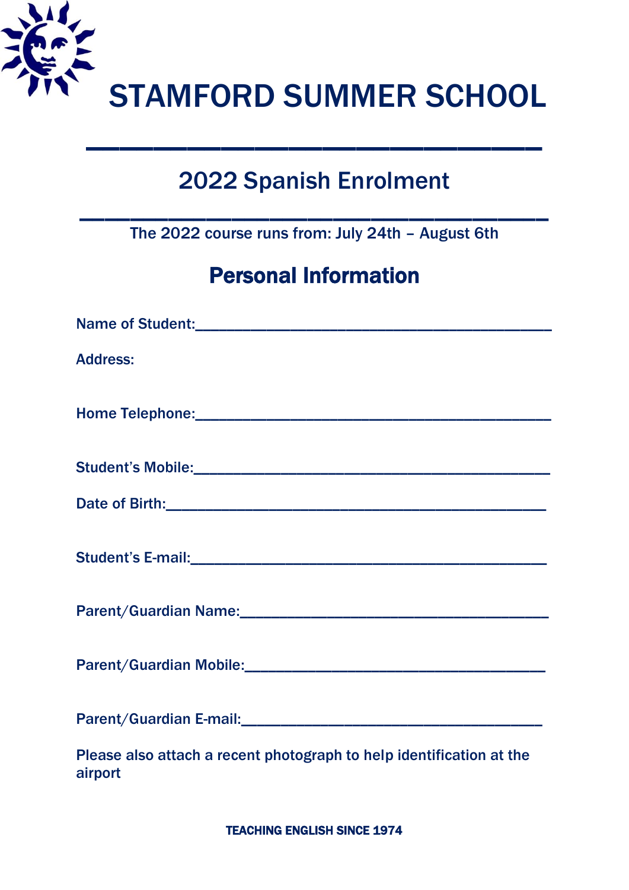# STAMFORD SUMMER SCHOOL

## 2022 Spanish Enrolment

The 2022 course runs from: July 24th – August 6th

## Personal Information

Name of Student:_______________________________________________

Address:

Home Telephone:_______________________________________________

Student's Mobile:_______________________________________________

Date of Birth:__________________________________________________

Student's E-mail:_______________________________________________

Parent/Guardian Name:__________________________________________

Parent/Guardian Mobile:_________________________________________

Parent/Guardian E-mail:_________________________________________

Please also attach a recent photograph to help identification at the airport

**TEACHING ENGLISH SINCE 1974**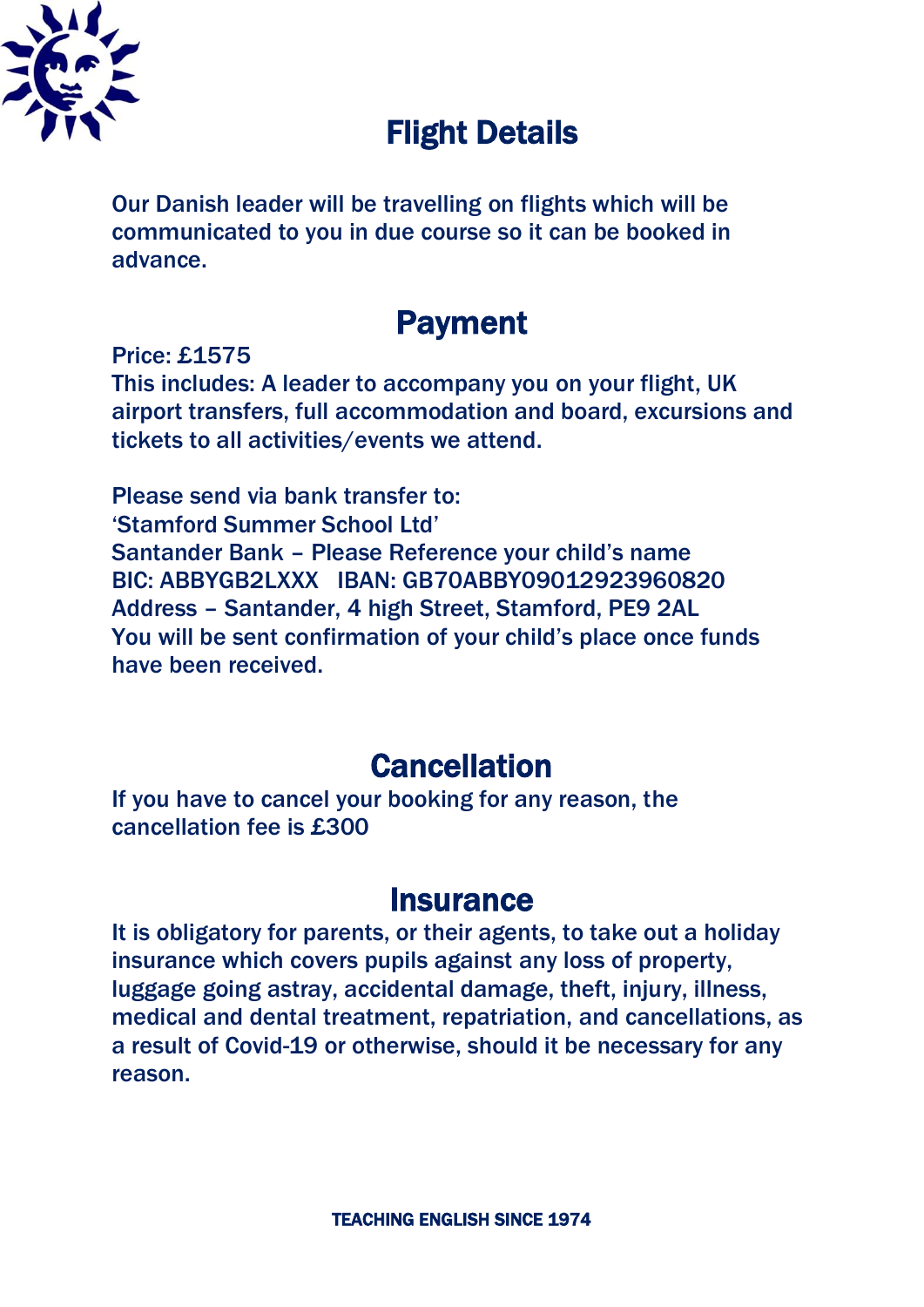## Flight Details

Our Danish leader will be travelling on flights which will be communicated to you in due course so it can be booked in advance.

## Payment

Price: £1575
This includes: A leader to accompany you on your flight, UK airport transfers, full accommodation and board, excursions and tickets to all activities/events we attend.

Please send via bank transfer to:
'Stamford Summer School Ltd'
Santander Bank – Please Reference your child's name
BIC: ABBYGB2LXXX   IBAN: GB70ABBY09012923960820
Address – Santander, 4 high Street, Stamford, PE9 2AL
You will be sent confirmation of your child's place once funds have been received.

## Cancellation

If you have to cancel your booking for any reason, the cancellation fee is £300

## Insurance

It is obligatory for parents, or their agents, to take out a holiday insurance which covers pupils against any loss of property, luggage going astray, accidental damage, theft, injury, illness, medical and dental treatment, repatriation, and cancellations, as a result of Covid-19 or otherwise, should it be necessary for any reason.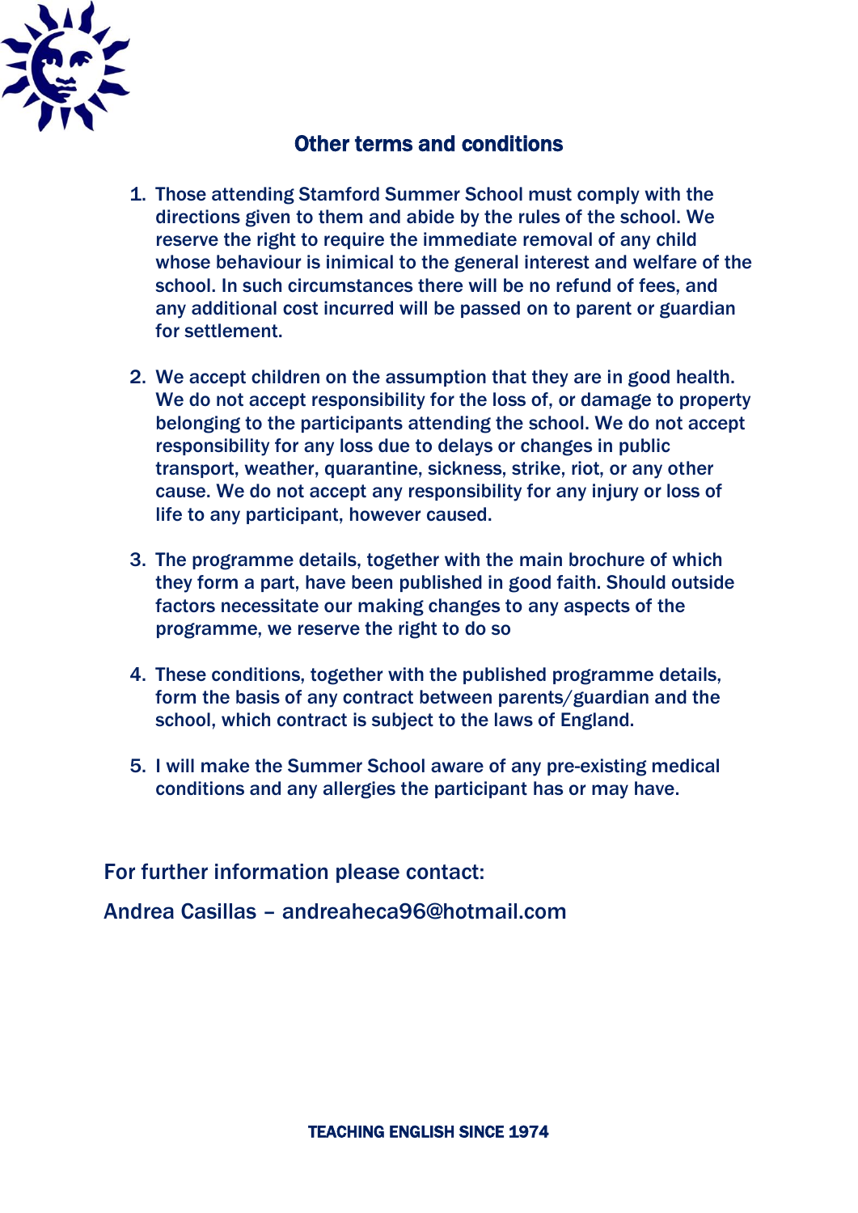## Other terms and conditions

1. Those attending Stamford Summer School must comply with the directions given to them and abide by the rules of the school. We reserve the right to require the immediate removal of any child whose behaviour is inimical to the general interest and welfare of the school. In such circumstances there will be no refund of fees, and any additional cost incurred will be passed on to parent or guardian for settlement.

2. We accept children on the assumption that they are in good health. We do not accept responsibility for the loss of, or damage to property belonging to the participants attending the school. We do not accept responsibility for any loss due to delays or changes in public transport, weather, quarantine, sickness, strike, riot, or any other cause. We do not accept any responsibility for any injury or loss of life to any participant, however caused.

3. The programme details, together with the main brochure of which they form a part, have been published in good faith. Should outside factors necessitate our making changes to any aspects of the programme, we reserve the right to do so

4. These conditions, together with the published programme details, form the basis of any contract between parents/guardian and the school, which contract is subject to the laws of England.

5. I will make the Summer School aware of any pre-existing medical conditions and any allergies the participant has or may have.

For further information please contact:

Andrea Casillas – andreaheca96@hotmail.com

**TEACHING ENGLISH SINCE 1974**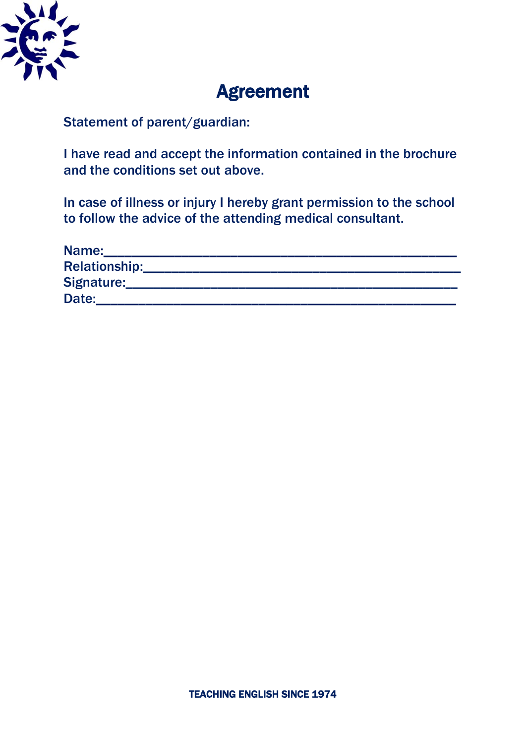# Agreement

Statement of parent/guardian:

I have read and accept the information contained in the brochure and the conditions set out above.

In case of illness or injury I hereby grant permission to the school to follow the advice of the attending medical consultant.

Name:_______________________________________________
Relationship:___________________________________________
Signature:_____________________________________________
Date:________________________________________________

TEACHING ENGLISH SINCE 1974